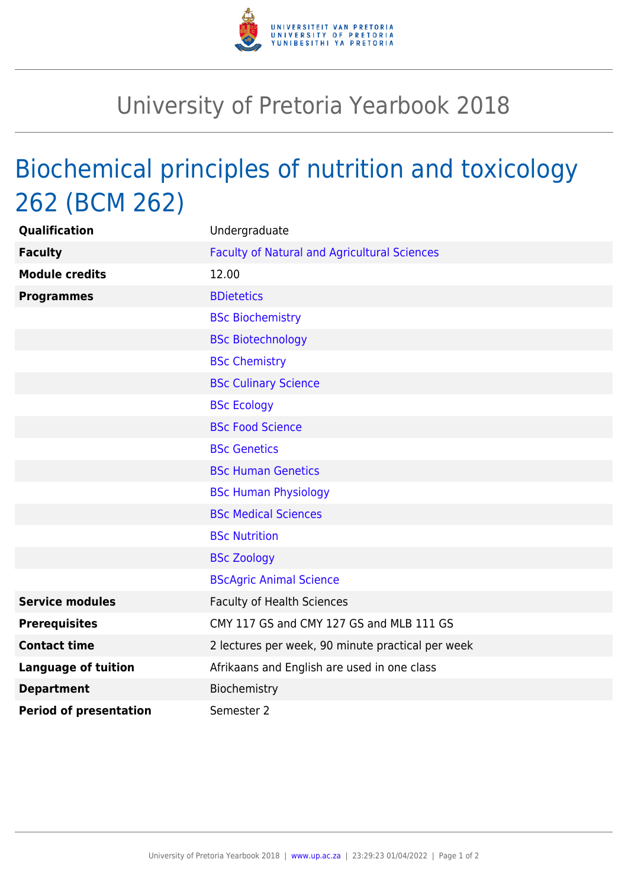# University of Pretoria Yearbook 2018

## Biochemical principles of nutrition and toxicology 262 (BCM 262)

| | |
|---|---|
| **Qualification** | Undergraduate |
| **Faculty** | Faculty of Natural and Agricultural Sciences |
| **Module credits** | 12.00 |
| **Programmes** | BDietetics |
| | BSc Biochemistry |
| | BSc Biotechnology |
| | BSc Chemistry |
| | BSc Culinary Science |
| | BSc Ecology |
| | BSc Food Science |
| | BSc Genetics |
| | BSc Human Genetics |
| | BSc Human Physiology |
| | BSc Medical Sciences |
| | BSc Nutrition |
| | BSc Zoology |
| | BScAgric Animal Science |
| **Service modules** | Faculty of Health Sciences |
| **Prerequisites** | CMY 117 GS and CMY 127 GS and MLB 111 GS |
| **Contact time** | 2 lectures per week, 90 minute practical per week |
| **Language of tuition** | Afrikaans and English are used in one class |
| **Department** | Biochemistry |
| **Period of presentation** | Semester 2 |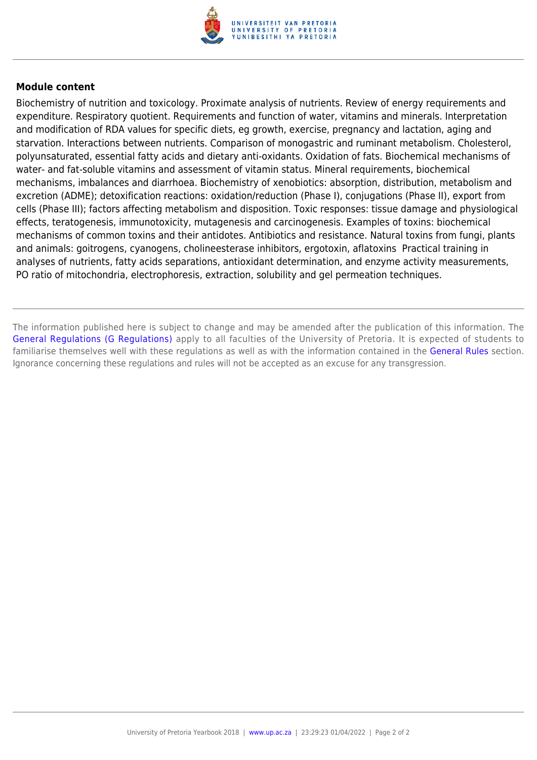### Module content

Biochemistry of nutrition and toxicology. Proximate analysis of nutrients. Review of energy requirements and expenditure. Respiratory quotient. Requirements and function of water, vitamins and minerals. Interpretation and modification of RDA values for specific diets, eg growth, exercise, pregnancy and lactation, aging and starvation. Interactions between nutrients. Comparison of monogastric and ruminant metabolism. Cholesterol, polyunsaturated, essential fatty acids and dietary anti-oxidants. Oxidation of fats. Biochemical mechanisms of water- and fat-soluble vitamins and assessment of vitamin status. Mineral requirements, biochemical mechanisms, imbalances and diarrhoea. Biochemistry of xenobiotics: absorption, distribution, metabolism and excretion (ADME); detoxification reactions: oxidation/reduction (Phase I), conjugations (Phase II), export from cells (Phase III); factors affecting metabolism and disposition. Toxic responses: tissue damage and physiological effects, teratogenesis, immunotoxicity, mutagenesis and carcinogenesis. Examples of toxins: biochemical mechanisms of common toxins and their antidotes. Antibiotics and resistance. Natural toxins from fungi, plants and animals: goitrogens, cyanogens, cholineesterase inhibitors, ergotoxin, aflatoxins Practical training in analyses of nutrients, fatty acids separations, antioxidant determination, and enzyme activity measurements, PO ratio of mitochondria, electrophoresis, extraction, solubility and gel permeation techniques.

The information published here is subject to change and may be amended after the publication of this information. The General Regulations (G Regulations) apply to all faculties of the University of Pretoria. It is expected of students to familiarise themselves well with these regulations as well as with the information contained in the General Rules section. Ignorance concerning these regulations and rules will not be accepted as an excuse for any transgression.